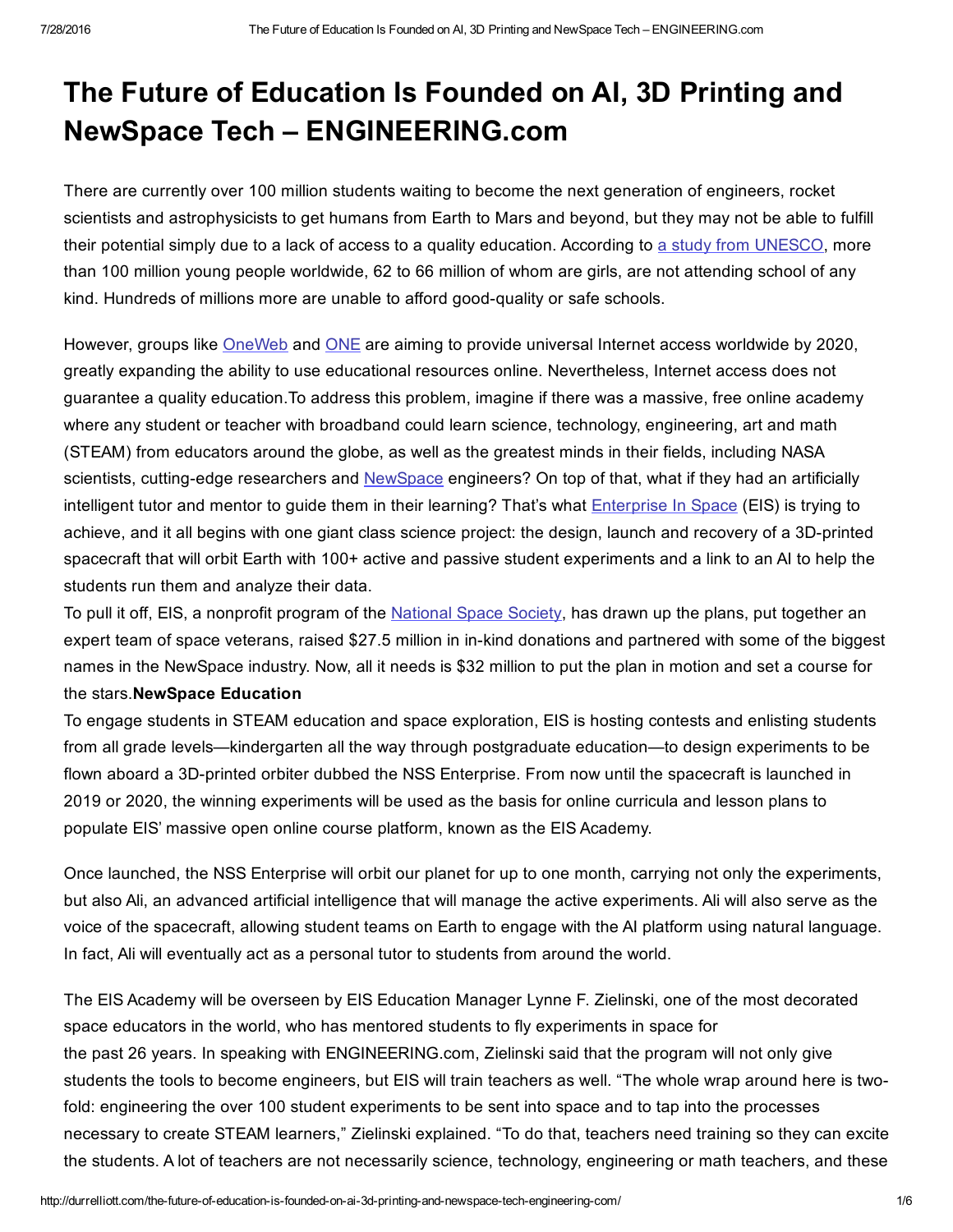# The Future of Education Is Founded on AI, 3D Printing and NewSpace Tech – ENGINEERING.com

There are currently over 100 million students waiting to become the next generation of engineers, rocket scientists and astrophysicists to get humans from Earth to Mars and beyond, but they may not be able to fulfill their potential simply due to a lack of access to a quality education. According to a study from UNESCO, more than 100 million young people worldwide, 62 to 66 million of whom are girls, are not attending school of any kind. Hundreds of millions more are unable to afford good-quality or safe schools.

However, groups like OneWeb and ONE are aiming to provide universal Internet access worldwide by 2020, greatly expanding the ability to use educational resources online. Nevertheless, Internet access does not guarantee a quality education.To address this problem, imagine if there was a massive, free online academy where any student or teacher with broadband could learn science, technology, engineering, art and math (STEAM) from educators around the globe, as well as the greatest minds in their fields, including NASA scientists, cutting-edge researchers and NewSpace engineers? On top of that, what if they had an artificially intelligent tutor and mentor to guide them in their learning? That's what Enterprise In Space (EIS) is trying to achieve, and it all begins with one giant class science project: the design, launch and recovery of a 3D-printed spacecraft that will orbit Earth with 100+ active and passive student experiments and a link to an AI to help the students run them and analyze their data.

To pull it off, EIS, a nonprofit program of the National Space Society, has drawn up the plans, put together an expert team of space veterans, raised $27.5 million in in-kind donations and partnered with some of the biggest names in the NewSpace industry. Now, all it needs is $32 million to put the plan in motion and set a course for the stars.

**NewSpace Education**

To engage students in STEAM education and space exploration, EIS is hosting contests and enlisting students from all grade levels—kindergarten all the way through postgraduate education—to design experiments to be flown aboard a 3D-printed orbiter dubbed the NSS Enterprise. From now until the spacecraft is launched in 2019 or 2020, the winning experiments will be used as the basis for online curricula and lesson plans to populate EIS' massive open online course platform, known as the EIS Academy.

Once launched, the NSS Enterprise will orbit our planet for up to one month, carrying not only the experiments, but also Ali, an advanced artificial intelligence that will manage the active experiments. Ali will also serve as the voice of the spacecraft, allowing student teams on Earth to engage with the AI platform using natural language. In fact, Ali will eventually act as a personal tutor to students from around the world.

The EIS Academy will be overseen by EIS Education Manager Lynne F. Zielinski, one of the most decorated space educators in the world, who has mentored students to fly experiments in space for the past 26 years. In speaking with ENGINEERING.com, Zielinski said that the program will not only give students the tools to become engineers, but EIS will train teachers as well. "The whole wrap around here is two-fold: engineering the over 100 student experiments to be sent into space and to tap into the processes necessary to create STEAM learners," Zielinski explained. "To do that, teachers need training so they can excite the students. A lot of teachers are not necessarily science, technology, engineering or math teachers, and these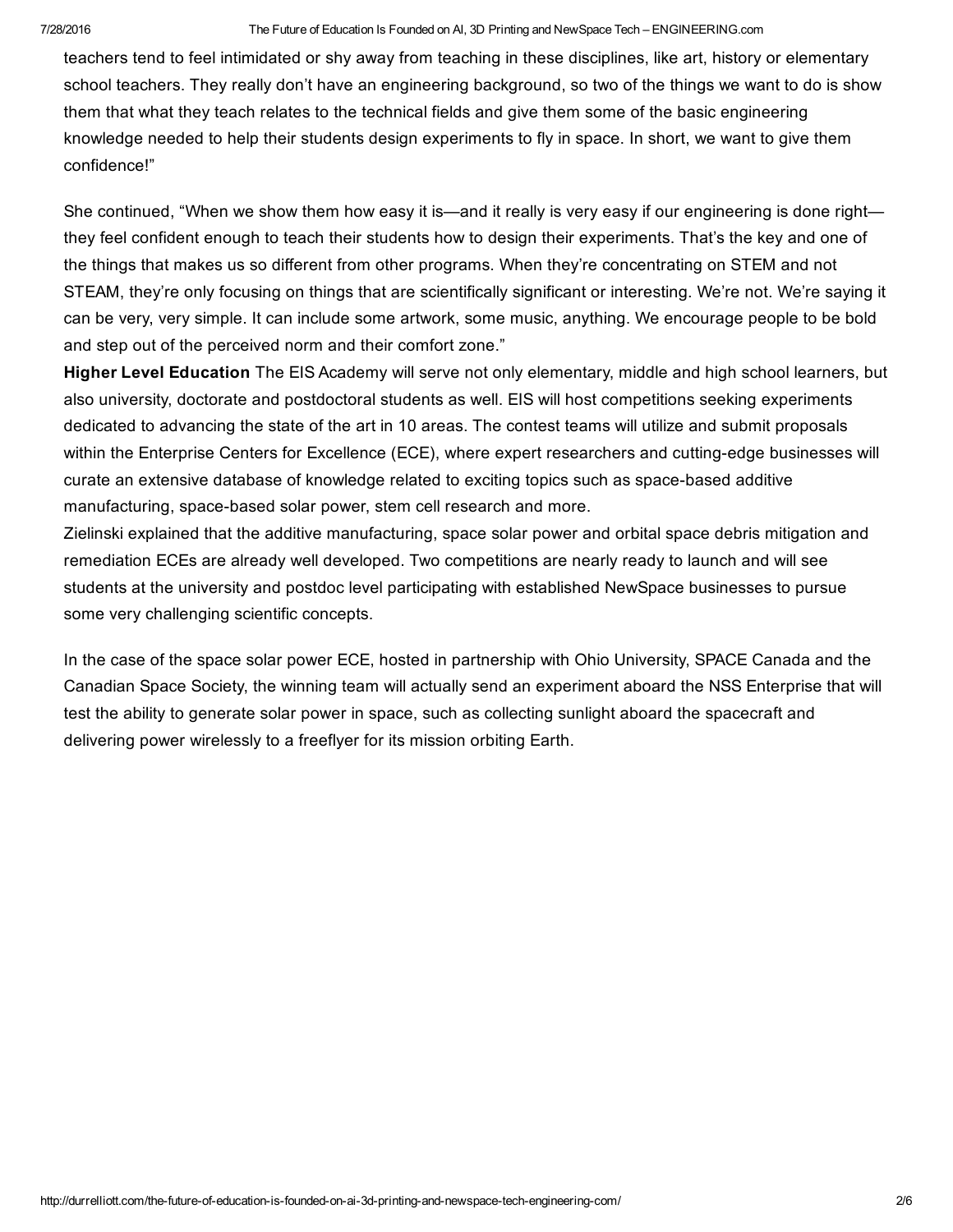teachers tend to feel intimidated or shy away from teaching in these disciplines, like art, history or elementary school teachers. They really don't have an engineering background, so two of the things we want to do is show them that what they teach relates to the technical fields and give them some of the basic engineering knowledge needed to help their students design experiments to fly in space. In short, we want to give them confidence!"

She continued, "When we show them how easy it is—and it really is very easy if our engineering is done right—they feel confident enough to teach their students how to design their experiments. That's the key and one of the things that makes us so different from other programs. When they're concentrating on STEM and not STEAM, they're only focusing on things that are scientifically significant or interesting. We're not. We're saying it can be very, very simple. It can include some artwork, some music, anything. We encourage people to be bold and step out of the perceived norm and their comfort zone."

**Higher Level Education** The EIS Academy will serve not only elementary, middle and high school learners, but also university, doctorate and postdoctoral students as well. EIS will host competitions seeking experiments dedicated to advancing the state of the art in 10 areas. The contest teams will utilize and submit proposals within the Enterprise Centers for Excellence (ECE), where expert researchers and cutting-edge businesses will curate an extensive database of knowledge related to exciting topics such as space-based additive manufacturing, space-based solar power, stem cell research and more.

Zielinski explained that the additive manufacturing, space solar power and orbital space debris mitigation and remediation ECEs are already well developed. Two competitions are nearly ready to launch and will see students at the university and postdoc level participating with established NewSpace businesses to pursue some very challenging scientific concepts.

In the case of the space solar power ECE, hosted in partnership with Ohio University, SPACE Canada and the Canadian Space Society, the winning team will actually send an experiment aboard the NSS Enterprise that will test the ability to generate solar power in space, such as collecting sunlight aboard the spacecraft and delivering power wirelessly to a freeflyer for its mission orbiting Earth.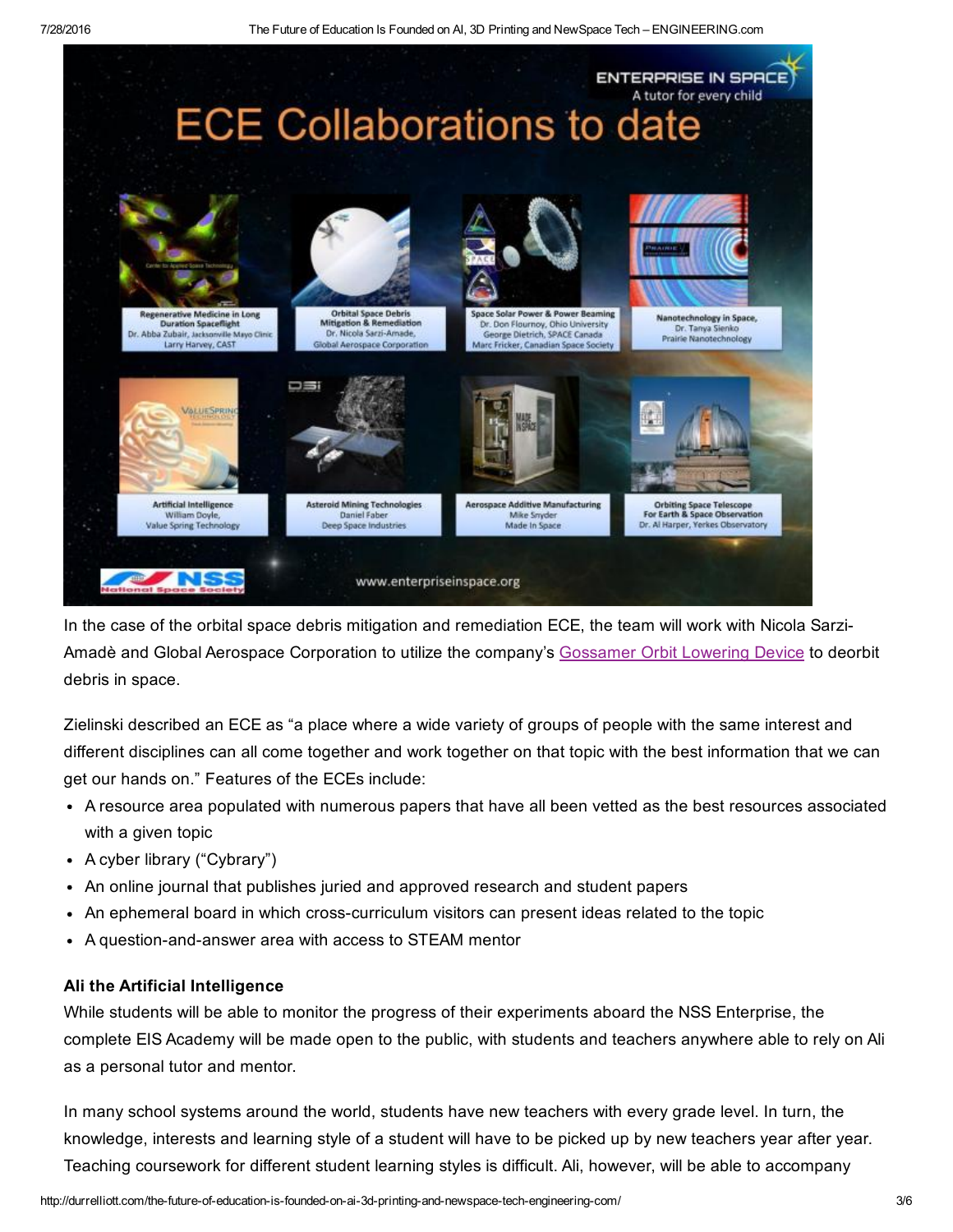In the case of the orbital space debris mitigation and remediation ECE, the team will work with Nicola Sarzi-Amadè and Global Aerospace Corporation to utilize the company's Gossamer Orbit Lowering Device to deorbit debris in space.

Zielinski described an ECE as "a place where a wide variety of groups of people with the same interest and different disciplines can all come together and work together on that topic with the best information that we can get our hands on." Features of the ECEs include:

- A resource area populated with numerous papers that have all been vetted as the best resources associated with a given topic
- A cyber library ("Cybrary")
- An online journal that publishes juried and approved research and student papers
- An ephemeral board in which cross-curriculum visitors can present ideas related to the topic
- A question-and-answer area with access to STEAM mentor

**Ali the Artificial Intelligence**

While students will be able to monitor the progress of their experiments aboard the NSS Enterprise, the complete EIS Academy will be made open to the public, with students and teachers anywhere able to rely on Ali as a personal tutor and mentor.

In many school systems around the world, students have new teachers with every grade level. In turn, the knowledge, interests and learning style of a student will have to be picked up by new teachers year after year. Teaching coursework for different student learning styles is difficult. Ali, however, will be able to accompany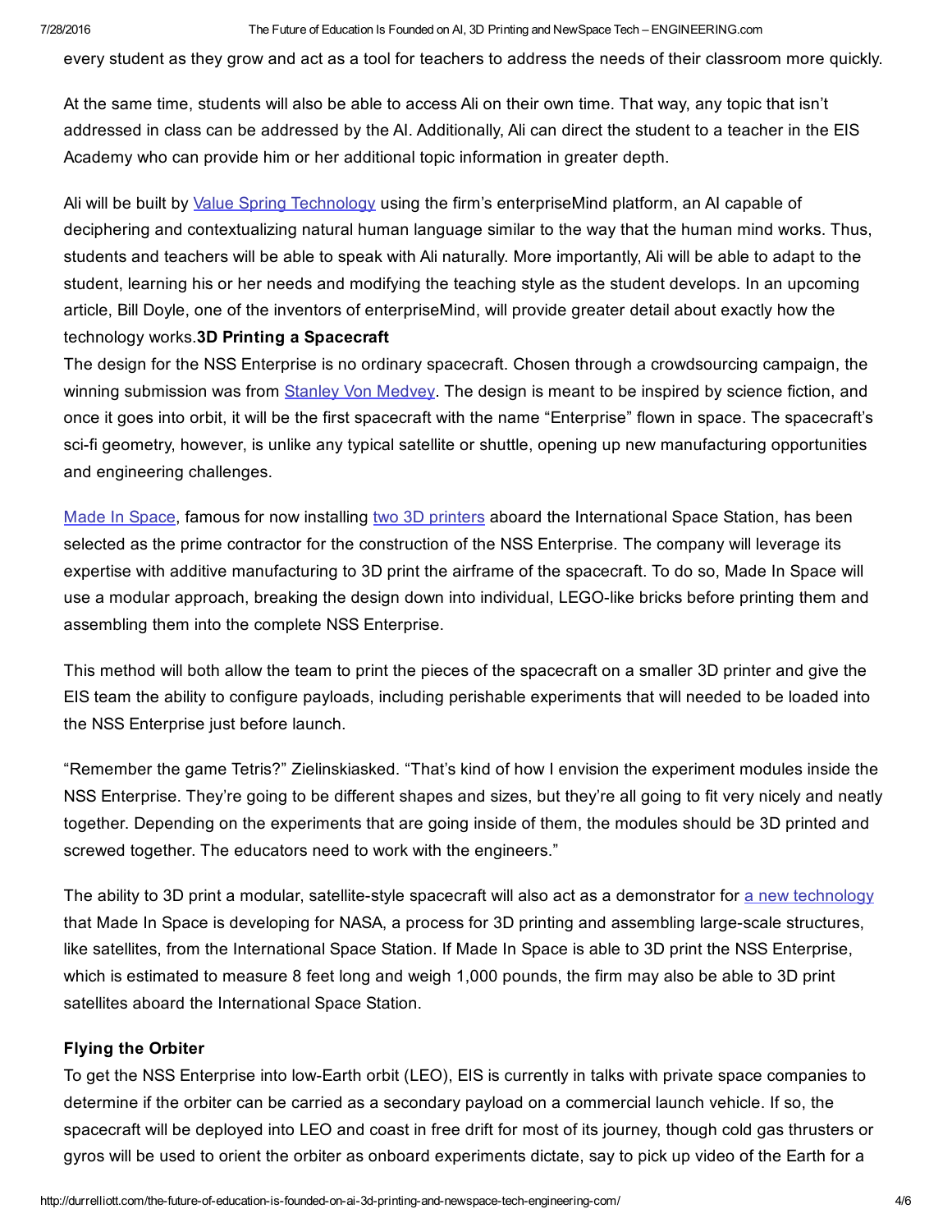every student as they grow and act as a tool for teachers to address the needs of their classroom more quickly.

At the same time, students will also be able to access Ali on their own time. That way, any topic that isn't addressed in class can be addressed by the AI. Additionally, Ali can direct the student to a teacher in the EIS Academy who can provide him or her additional topic information in greater depth.

Ali will be built by Value Spring Technology using the firm's enterpriseMind platform, an AI capable of deciphering and contextualizing natural human language similar to the way that the human mind works. Thus, students and teachers will be able to speak with Ali naturally. More importantly, Ali will be able to adapt to the student, learning his or her needs and modifying the teaching style as the student develops. In an upcoming article, Bill Doyle, one of the inventors of enterpriseMind, will provide greater detail about exactly how the technology works.

### 3D Printing a Spacecraft

The design for the NSS Enterprise is no ordinary spacecraft. Chosen through a crowdsourcing campaign, the winning submission was from Stanley Von Medvey. The design is meant to be inspired by science fiction, and once it goes into orbit, it will be the first spacecraft with the name "Enterprise" flown in space. The spacecraft's sci-fi geometry, however, is unlike any typical satellite or shuttle, opening up new manufacturing opportunities and engineering challenges.

Made In Space, famous for now installing two 3D printers aboard the International Space Station, has been selected as the prime contractor for the construction of the NSS Enterprise. The company will leverage its expertise with additive manufacturing to 3D print the airframe of the spacecraft. To do so, Made In Space will use a modular approach, breaking the design down into individual, LEGO-like bricks before printing them and assembling them into the complete NSS Enterprise.

This method will both allow the team to print the pieces of the spacecraft on a smaller 3D printer and give the EIS team the ability to configure payloads, including perishable experiments that will needed to be loaded into the NSS Enterprise just before launch.

"Remember the game Tetris?" Zielinskiasked. "That's kind of how I envision the experiment modules inside the NSS Enterprise. They're going to be different shapes and sizes, but they're all going to fit very nicely and neatly together. Depending on the experiments that are going inside of them, the modules should be 3D printed and screwed together. The educators need to work with the engineers."

The ability to 3D print a modular, satellite-style spacecraft will also act as a demonstrator for a new technology that Made In Space is developing for NASA, a process for 3D printing and assembling large-scale structures, like satellites, from the International Space Station. If Made In Space is able to 3D print the NSS Enterprise, which is estimated to measure 8 feet long and weigh 1,000 pounds, the firm may also be able to 3D print satellites aboard the International Space Station.

### Flying the Orbiter

To get the NSS Enterprise into low-Earth orbit (LEO), EIS is currently in talks with private space companies to determine if the orbiter can be carried as a secondary payload on a commercial launch vehicle. If so, the spacecraft will be deployed into LEO and coast in free drift for most of its journey, though cold gas thrusters or gyros will be used to orient the orbiter as onboard experiments dictate, say to pick up video of the Earth for a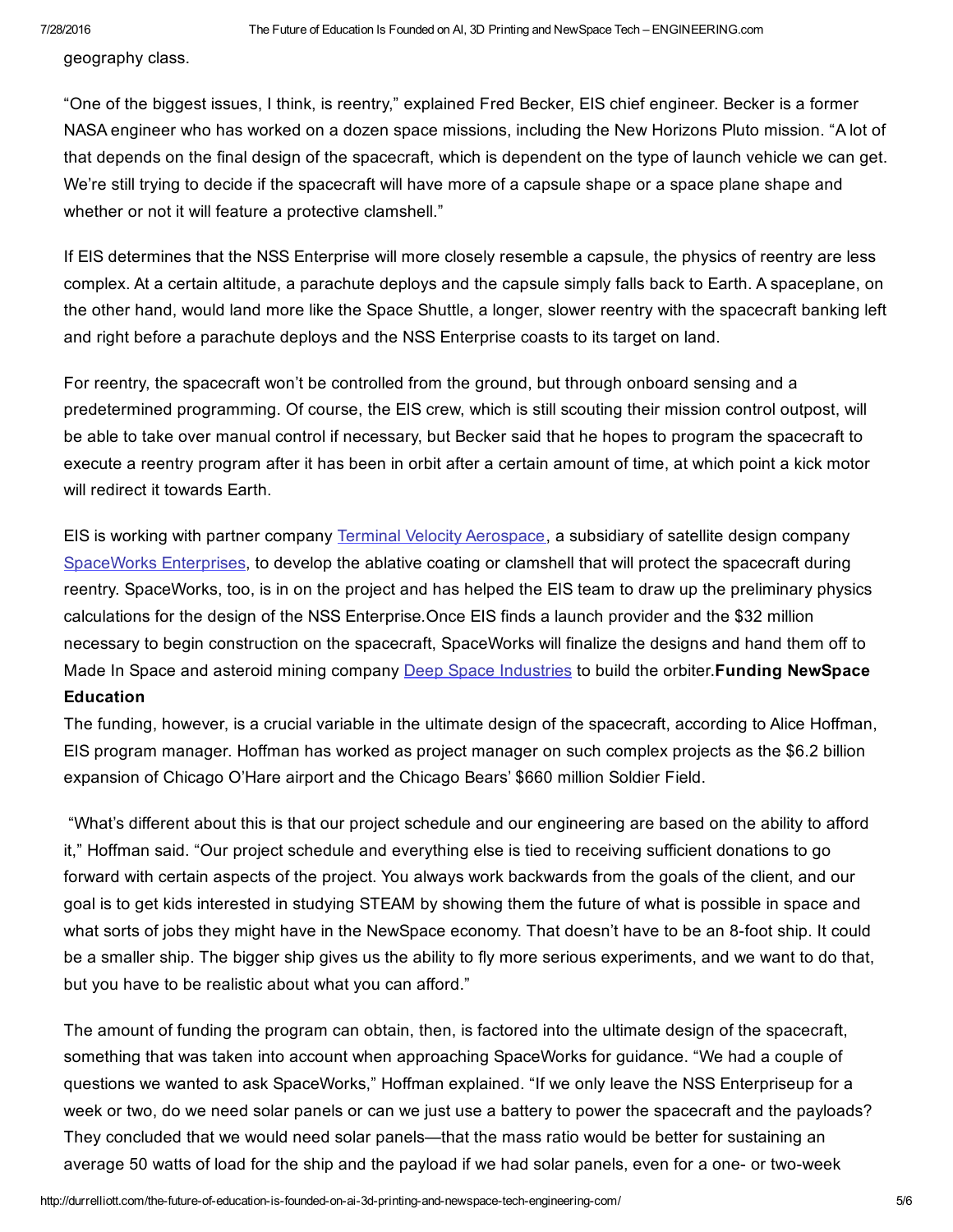geography class.

"One of the biggest issues, I think, is reentry," explained Fred Becker, EIS chief engineer. Becker is a former NASA engineer who has worked on a dozen space missions, including the New Horizons Pluto mission. "A lot of that depends on the final design of the spacecraft, which is dependent on the type of launch vehicle we can get. We're still trying to decide if the spacecraft will have more of a capsule shape or a space plane shape and whether or not it will feature a protective clamshell."

If EIS determines that the NSS Enterprise will more closely resemble a capsule, the physics of reentry are less complex. At a certain altitude, a parachute deploys and the capsule simply falls back to Earth. A spaceplane, on the other hand, would land more like the Space Shuttle, a longer, slower reentry with the spacecraft banking left and right before a parachute deploys and the NSS Enterprise coasts to its target on land.

For reentry, the spacecraft won't be controlled from the ground, but through onboard sensing and a predetermined programming. Of course, the EIS crew, which is still scouting their mission control outpost, will be able to take over manual control if necessary, but Becker said that he hopes to program the spacecraft to execute a reentry program after it has been in orbit after a certain amount of time, at which point a kick motor will redirect it towards Earth.

EIS is working with partner company Terminal Velocity Aerospace, a subsidiary of satellite design company SpaceWorks Enterprises, to develop the ablative coating or clamshell that will protect the spacecraft during reentry. SpaceWorks, too, is in on the project and has helped the EIS team to draw up the preliminary physics calculations for the design of the NSS Enterprise.Once EIS finds a launch provider and the $32 million necessary to begin construction on the spacecraft, SpaceWorks will finalize the designs and hand them off to Made In Space and asteroid mining company Deep Space Industries to build the orbiter.

**Funding NewSpace Education**

The funding, however, is a crucial variable in the ultimate design of the spacecraft, according to Alice Hoffman, EIS program manager. Hoffman has worked as project manager on such complex projects as the $6.2 billion expansion of Chicago O'Hare airport and the Chicago Bears' $660 million Soldier Field.

"What's different about this is that our project schedule and our engineering are based on the ability to afford it," Hoffman said. "Our project schedule and everything else is tied to receiving sufficient donations to go forward with certain aspects of the project. You always work backwards from the goals of the client, and our goal is to get kids interested in studying STEAM by showing them the future of what is possible in space and what sorts of jobs they might have in the NewSpace economy. That doesn't have to be an 8-foot ship. It could be a smaller ship. The bigger ship gives us the ability to fly more serious experiments, and we want to do that, but you have to be realistic about what you can afford."

The amount of funding the program can obtain, then, is factored into the ultimate design of the spacecraft, something that was taken into account when approaching SpaceWorks for guidance. "We had a couple of questions we wanted to ask SpaceWorks," Hoffman explained. "If we only leave the NSS Enterpriseup for a week or two, do we need solar panels or can we just use a battery to power the spacecraft and the payloads? They concluded that we would need solar panels—that the mass ratio would be better for sustaining an average 50 watts of load for the ship and the payload if we had solar panels, even for a one- or two-week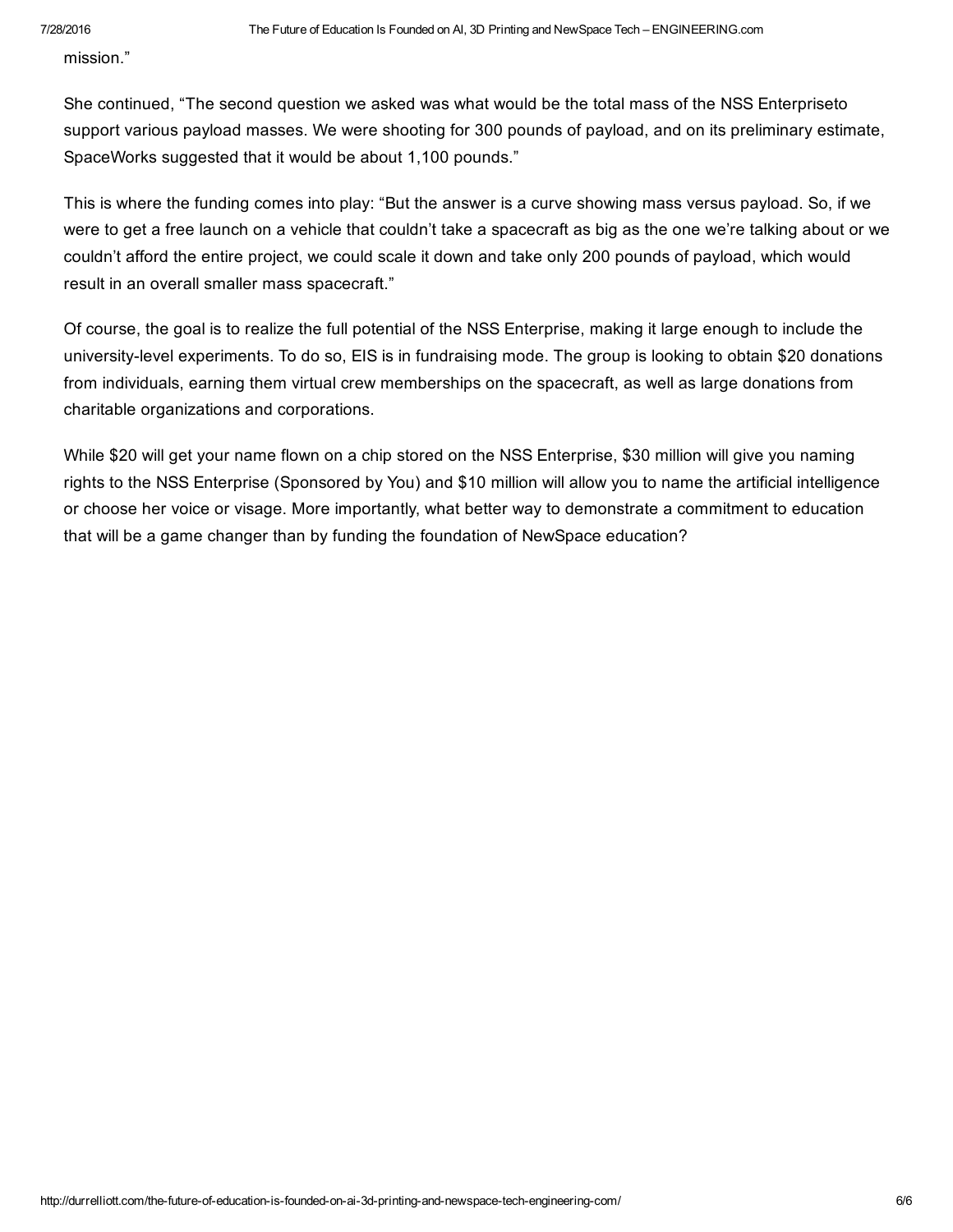mission."

She continued, "The second question we asked was what would be the total mass of the NSS Enterpriseto support various payload masses. We were shooting for 300 pounds of payload, and on its preliminary estimate, SpaceWorks suggested that it would be about 1,100 pounds."

This is where the funding comes into play: "But the answer is a curve showing mass versus payload. So, if we were to get a free launch on a vehicle that couldn't take a spacecraft as big as the one we're talking about or we couldn't afford the entire project, we could scale it down and take only 200 pounds of payload, which would result in an overall smaller mass spacecraft."

Of course, the goal is to realize the full potential of the NSS Enterprise, making it large enough to include the university-level experiments. To do so, EIS is in fundraising mode. The group is looking to obtain $20 donations from individuals, earning them virtual crew memberships on the spacecraft, as well as large donations from charitable organizations and corporations.

While $20 will get your name flown on a chip stored on the NSS Enterprise, $30 million will give you naming rights to the NSS Enterprise (Sponsored by You) and $10 million will allow you to name the artificial intelligence or choose her voice or visage. More importantly, what better way to demonstrate a commitment to education that will be a game changer than by funding the foundation of NewSpace education?